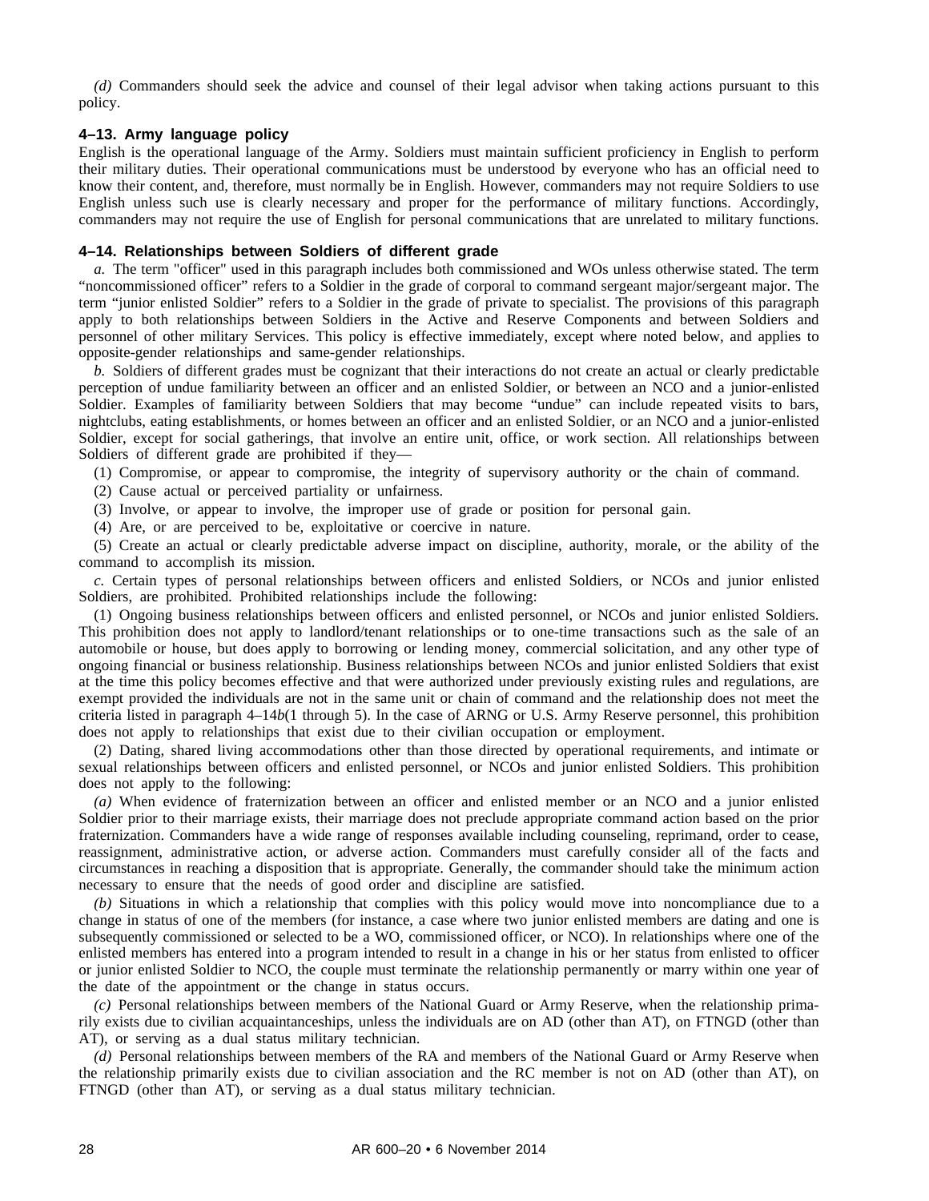*(d)* Commanders should seek the advice and counsel of their legal advisor when taking actions pursuant to this policy.

### 4–13. Army language policy

English is the operational language of the Army. Soldiers must maintain sufficient proficiency in English to perform their military duties. Their operational communications must be understood by everyone who has an official need to know their content, and, therefore, must normally be in English. However, commanders may not require Soldiers to use English unless such use is clearly necessary and proper for the performance of military functions. Accordingly, commanders may not require the use of English for personal communications that are unrelated to military functions.

### 4–14. Relationships between Soldiers of different grade

*a.* The term "officer" used in this paragraph includes both commissioned and WOs unless otherwise stated. The term "noncommissioned officer" refers to a Soldier in the grade of corporal to command sergeant major/sergeant major. The term "junior enlisted Soldier" refers to a Soldier in the grade of private to specialist. The provisions of this paragraph apply to both relationships between Soldiers in the Active and Reserve Components and between Soldiers and personnel of other military Services. This policy is effective immediately, except where noted below, and applies to opposite-gender relationships and same-gender relationships.

*b.* Soldiers of different grades must be cognizant that their interactions do not create an actual or clearly predictable perception of undue familiarity between an officer and an enlisted Soldier, or between an NCO and a junior-enlisted Soldier. Examples of familiarity between Soldiers that may become "undue" can include repeated visits to bars, nightclubs, eating establishments, or homes between an officer and an enlisted Soldier, or an NCO and a junior-enlisted Soldier, except for social gatherings, that involve an entire unit, office, or work section. All relationships between Soldiers of different grade are prohibited if they—

(1) Compromise, or appear to compromise, the integrity of supervisory authority or the chain of command.

(2) Cause actual or perceived partiality or unfairness.

(3) Involve, or appear to involve, the improper use of grade or position for personal gain.

(4) Are, or are perceived to be, exploitative or coercive in nature.

(5) Create an actual or clearly predictable adverse impact on discipline, authority, morale, or the ability of the command to accomplish its mission.

*c.* Certain types of personal relationships between officers and enlisted Soldiers, or NCOs and junior enlisted Soldiers, are prohibited. Prohibited relationships include the following:

(1) Ongoing business relationships between officers and enlisted personnel, or NCOs and junior enlisted Soldiers. This prohibition does not apply to landlord/tenant relationships or to one-time transactions such as the sale of an automobile or house, but does apply to borrowing or lending money, commercial solicitation, and any other type of ongoing financial or business relationship. Business relationships between NCOs and junior enlisted Soldiers that exist at the time this policy becomes effective and that were authorized under previously existing rules and regulations, are exempt provided the individuals are not in the same unit or chain of command and the relationship does not meet the criteria listed in paragraph 4–14*b*(1 through 5). In the case of ARNG or U.S. Army Reserve personnel, this prohibition does not apply to relationships that exist due to their civilian occupation or employment.

(2) Dating, shared living accommodations other than those directed by operational requirements, and intimate or sexual relationships between officers and enlisted personnel, or NCOs and junior enlisted Soldiers. This prohibition does not apply to the following:

*(a)* When evidence of fraternization between an officer and enlisted member or an NCO and a junior enlisted Soldier prior to their marriage exists, their marriage does not preclude appropriate command action based on the prior fraternization. Commanders have a wide range of responses available including counseling, reprimand, order to cease, reassignment, administrative action, or adverse action. Commanders must carefully consider all of the facts and circumstances in reaching a disposition that is appropriate. Generally, the commander should take the minimum action necessary to ensure that the needs of good order and discipline are satisfied.

*(b)* Situations in which a relationship that complies with this policy would move into noncompliance due to a change in status of one of the members (for instance, a case where two junior enlisted members are dating and one is subsequently commissioned or selected to be a WO, commissioned officer, or NCO). In relationships where one of the enlisted members has entered into a program intended to result in a change in his or her status from enlisted to officer or junior enlisted Soldier to NCO, the couple must terminate the relationship permanently or marry within one year of the date of the appointment or the change in status occurs.

*(c)* Personal relationships between members of the National Guard or Army Reserve, when the relationship primarily exists due to civilian acquaintanceships, unless the individuals are on AD (other than AT), on FTNGD (other than AT), or serving as a dual status military technician.

*(d)* Personal relationships between members of the RA and members of the National Guard or Army Reserve when the relationship primarily exists due to civilian association and the RC member is not on AD (other than AT), on FTNGD (other than AT), or serving as a dual status military technician.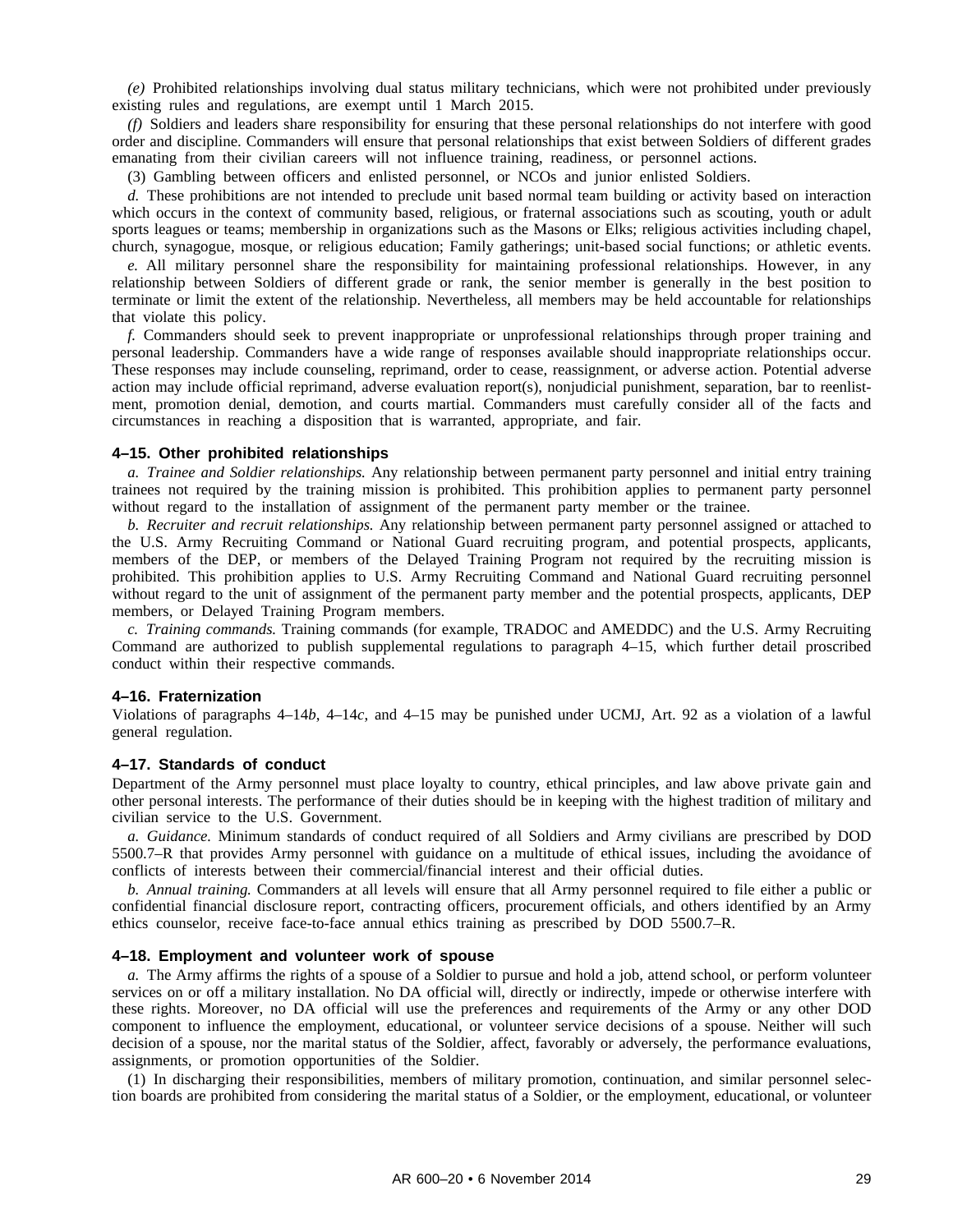*(e)* Prohibited relationships involving dual status military technicians, which were not prohibited under previously existing rules and regulations, are exempt until 1 March 2015.

*(f)* Soldiers and leaders share responsibility for ensuring that these personal relationships do not interfere with good order and discipline. Commanders will ensure that personal relationships that exist between Soldiers of different grades emanating from their civilian careers will not influence training, readiness, or personnel actions.

(3) Gambling between officers and enlisted personnel, or NCOs and junior enlisted Soldiers.

*d.* These prohibitions are not intended to preclude unit based normal team building or activity based on interaction which occurs in the context of community based, religious, or fraternal associations such as scouting, youth or adult sports leagues or teams; membership in organizations such as the Masons or Elks; religious activities including chapel, church, synagogue, mosque, or religious education; Family gatherings; unit-based social functions; or athletic events.

*e.* All military personnel share the responsibility for maintaining professional relationships. However, in any relationship between Soldiers of different grade or rank, the senior member is generally in the best position to terminate or limit the extent of the relationship. Nevertheless, all members may be held accountable for relationships that violate this policy.

*f.* Commanders should seek to prevent inappropriate or unprofessional relationships through proper training and personal leadership. Commanders have a wide range of responses available should inappropriate relationships occur. These responses may include counseling, reprimand, order to cease, reassignment, or adverse action. Potential adverse action may include official reprimand, adverse evaluation report(s), nonjudicial punishment, separation, bar to reenlistment, promotion denial, demotion, and courts martial. Commanders must carefully consider all of the facts and circumstances in reaching a disposition that is warranted, appropriate, and fair.

### 4–15. Other prohibited relationships

*a. Trainee and Soldier relationships.* Any relationship between permanent party personnel and initial entry training trainees not required by the training mission is prohibited. This prohibition applies to permanent party personnel without regard to the installation of assignment of the permanent party member or the trainee.

*b. Recruiter and recruit relationships.* Any relationship between permanent party personnel assigned or attached to the U.S. Army Recruiting Command or National Guard recruiting program, and potential prospects, applicants, members of the DEP, or members of the Delayed Training Program not required by the recruiting mission is prohibited. This prohibition applies to U.S. Army Recruiting Command and National Guard recruiting personnel without regard to the unit of assignment of the permanent party member and the potential prospects, applicants, DEP members, or Delayed Training Program members.

*c. Training commands.* Training commands (for example, TRADOC and AMEDDC) and the U.S. Army Recruiting Command are authorized to publish supplemental regulations to paragraph 4–15, which further detail proscribed conduct within their respective commands.

### 4–16. Fraternization

Violations of paragraphs 4–14*b*, 4–14*c*, and 4–15 may be punished under UCMJ, Art. 92 as a violation of a lawful general regulation.

### 4–17. Standards of conduct

Department of the Army personnel must place loyalty to country, ethical principles, and law above private gain and other personal interests. The performance of their duties should be in keeping with the highest tradition of military and civilian service to the U.S. Government.

*a. Guidance.* Minimum standards of conduct required of all Soldiers and Army civilians are prescribed by DOD 5500.7–R that provides Army personnel with guidance on a multitude of ethical issues, including the avoidance of conflicts of interests between their commercial/financial interest and their official duties.

*b. Annual training.* Commanders at all levels will ensure that all Army personnel required to file either a public or confidential financial disclosure report, contracting officers, procurement officials, and others identified by an Army ethics counselor, receive face-to-face annual ethics training as prescribed by DOD 5500.7–R.

### 4–18. Employment and volunteer work of spouse

*a.* The Army affirms the rights of a spouse of a Soldier to pursue and hold a job, attend school, or perform volunteer services on or off a military installation. No DA official will, directly or indirectly, impede or otherwise interfere with these rights. Moreover, no DA official will use the preferences and requirements of the Army or any other DOD component to influence the employment, educational, or volunteer service decisions of a spouse. Neither will such decision of a spouse, nor the marital status of the Soldier, affect, favorably or adversely, the performance evaluations, assignments, or promotion opportunities of the Soldier.

(1) In discharging their responsibilities, members of military promotion, continuation, and similar personnel selection boards are prohibited from considering the marital status of a Soldier, or the employment, educational, or volunteer